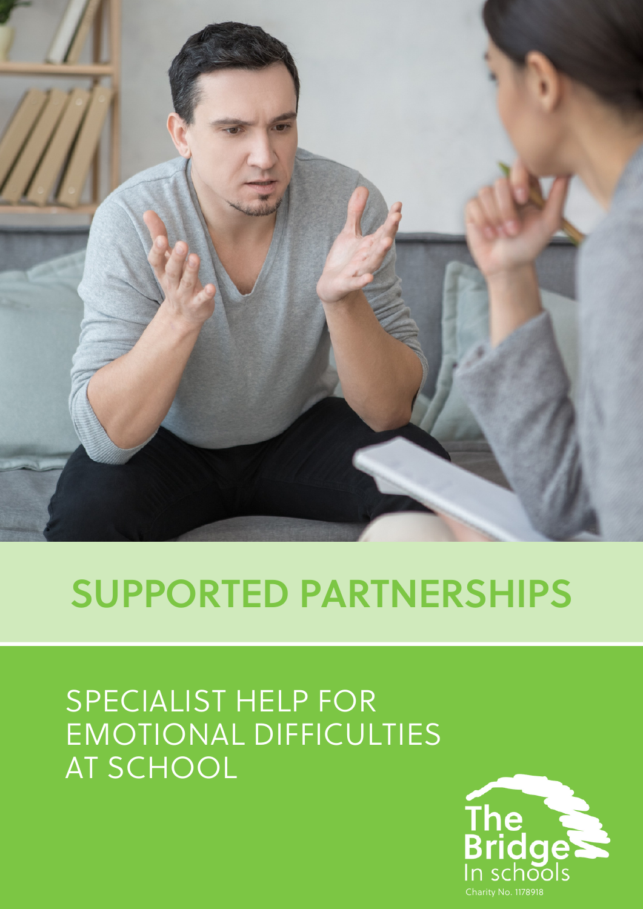# SUPPORTED PARTNERSHIPS

## SPECIALIST HELP FOR EMOTIONAL DIFFICULTIES AT SCHOOL

The Bridge
In schools

Charity No. 1178918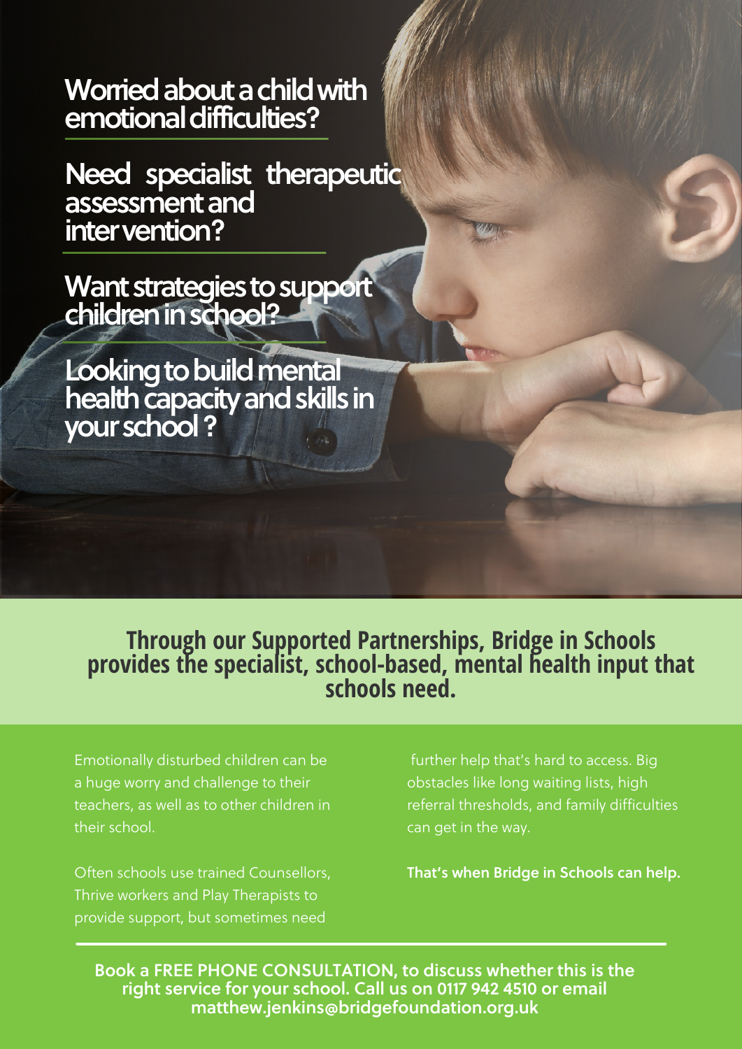## Worried about a child with emotional difficulties?

## Need specialist therapeutic assessment and intervention?

## Want strategies to support children in school?

## Looking to build mental health capacity and skills in your school ?

**Through our Supported Partnerships, Bridge in Schools provides the specialist, school-based, mental health input that schools need.**

Emotionally disturbed children can be a huge worry and challenge to their teachers, as well as to other children in their school.

Often schools use trained Counsellors, Thrive workers and Play Therapists to provide support, but sometimes need further help that's hard to access. Big obstacles like long waiting lists, high referral thresholds, and family difficulties can get in the way.

**That's when Bridge in Schools can help.**

**Book a FREE PHONE CONSULTATION, to discuss whether this is the right service for your school. Call us on 0117 942 4510 or email matthew.jenkins@bridgefoundation.org.uk**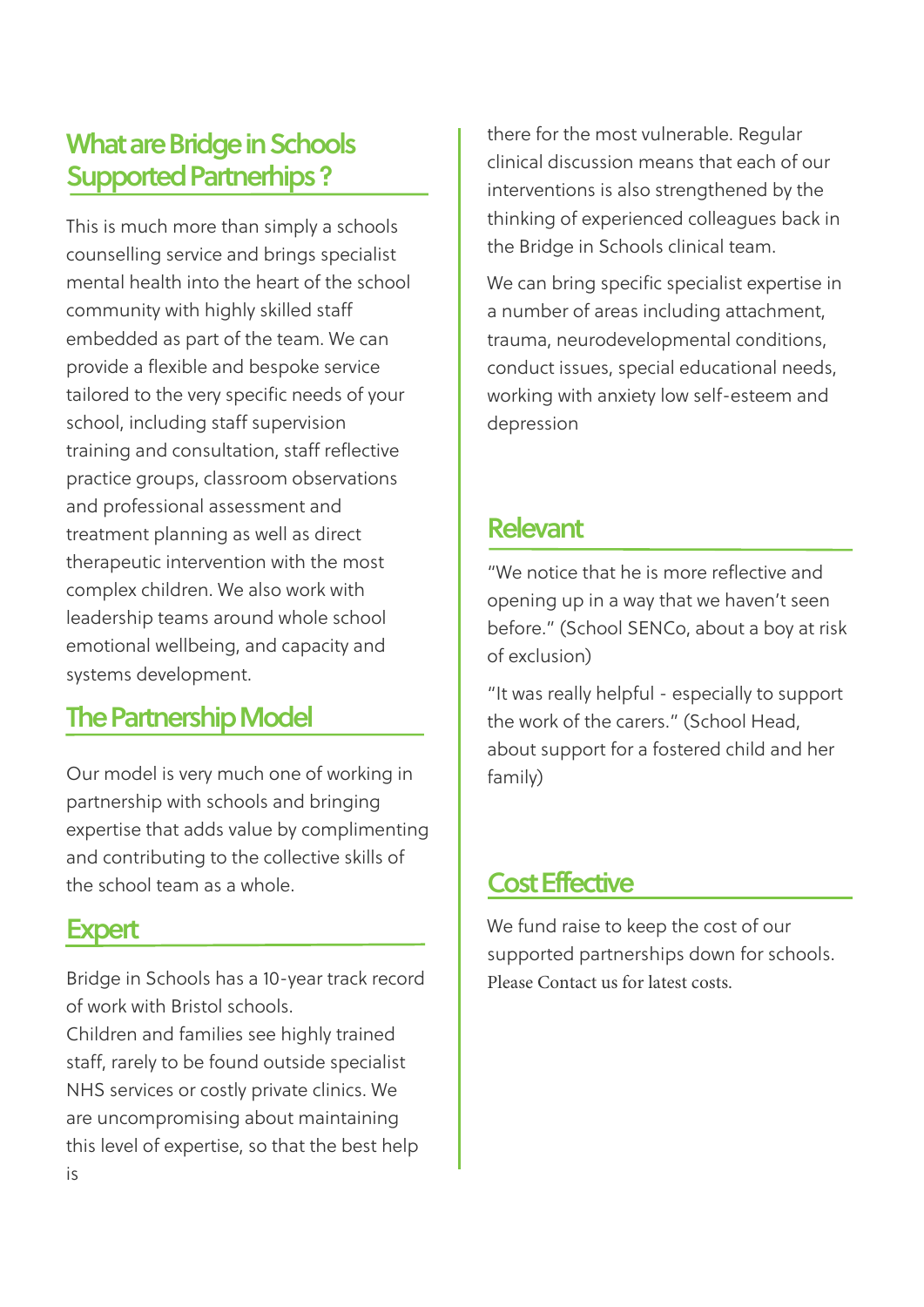## What are Bridge in Schools Supported Partnerhips ?

This is much more than simply a schools counselling service and brings specialist mental health into the heart of the school community with highly skilled staff embedded as part of the team. We can provide a flexible and bespoke service tailored to the very specific needs of your school, including staff supervision training and consultation, staff reflective practice groups, classroom observations and professional assessment and treatment planning as well as direct therapeutic intervention with the most complex children. We also work with leadership teams around whole school emotional wellbeing, and capacity and systems development.

## The Partnership Model

Our model is very much one of working in partnership with schools and bringing expertise that adds value by complimenting and contributing to the collective skills of the school team as a whole.

## Expert

Bridge in Schools has a 10-year track record of work with Bristol schools.
Children and families see highly trained staff, rarely to be found outside specialist NHS services or costly private clinics. We are uncompromising about maintaining this level of expertise, so that the best help is there for the most vulnerable. Regular clinical discussion means that each of our interventions is also strengthened by the thinking of experienced colleagues back in the Bridge in Schools clinical team.

We can bring specific specialist expertise in a number of areas including attachment, trauma, neurodevelopmental conditions, conduct issues, special educational needs, working with anxiety low self-esteem and depression

## Relevant

"We notice that he is more reflective and opening up in a way that we haven't seen before." (School SENCo, about a boy at risk of exclusion)

"It was really helpful - especially to support the work of the carers." (School Head, about support for a fostered child and her family)

## Cost Effective

We fund raise to keep the cost of our supported partnerships down for schools. Please Contact us for latest costs.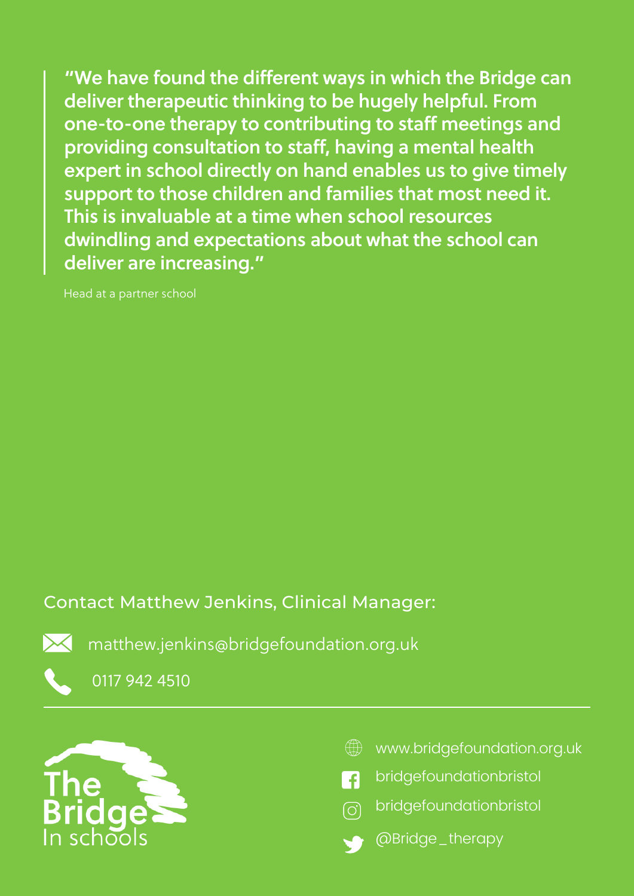> "We have found the different ways in which the Bridge can deliver therapeutic thinking to be hugely helpful. From one-to-one therapy to contributing to staff meetings and providing consultation to staff, having a mental health expert in school directly on hand enables us to give timely support to those children and families that most need it. This is invaluable at a time when school resources dwindling and expectations about what the school can deliver are increasing."

Head at a partner school

Contact Matthew Jenkins, Clinical Manager:

matthew.jenkins@bridgefoundation.org.uk

0117 942 4510

The Bridge In schools

www.bridgefoundation.org.uk

bridgefoundationbristol

bridgefoundationbristol

@Bridge_therapy